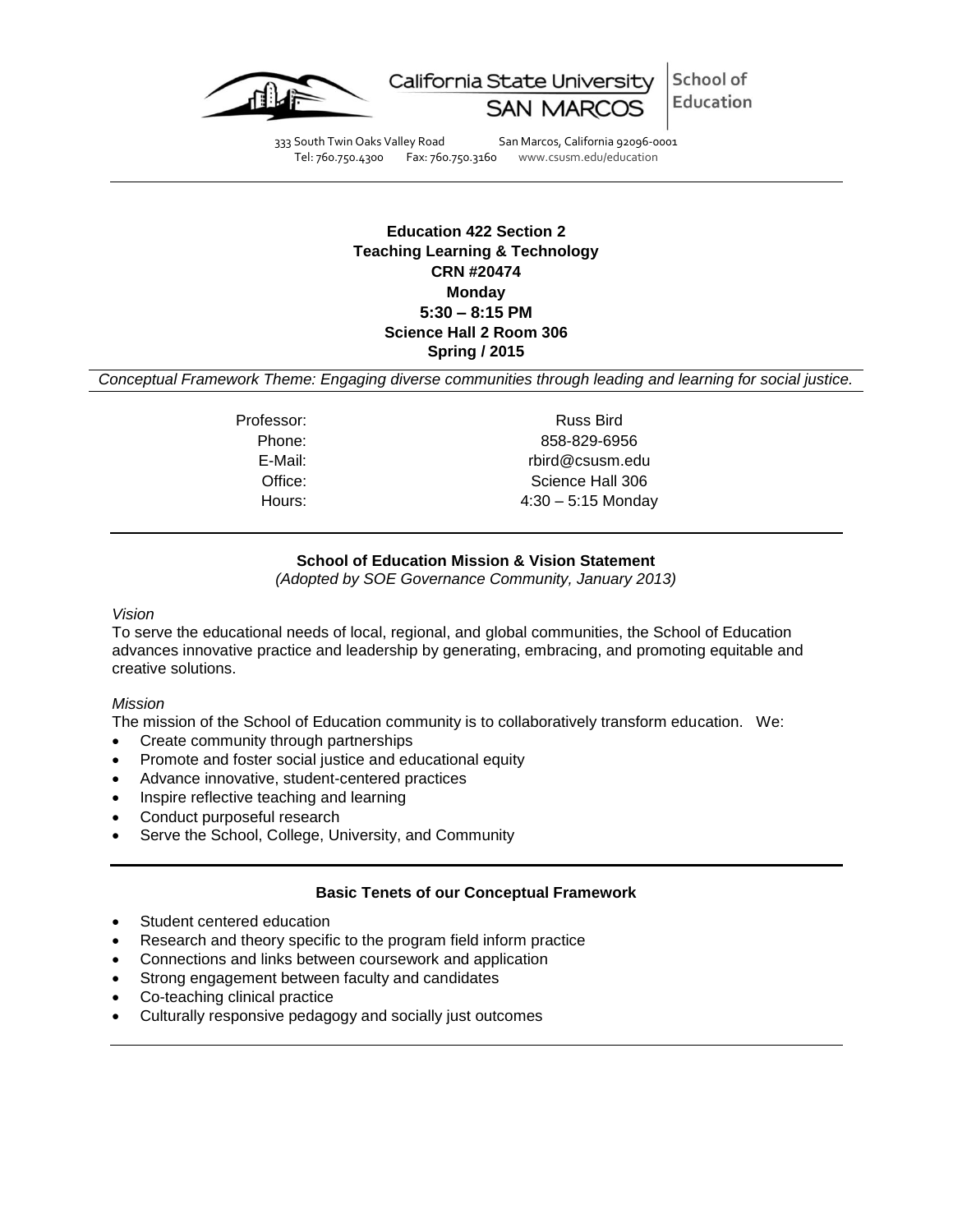California State University SAN MARCOS | School of Education

333 South Twin Oaks Valley Road San Marcos, California 92096-0001
Tel: 760.750.4300 Fax: 760.750.3160 www.csusm.edu/education

---

**Education 422 Section 2**
**Teaching Learning & Technology**
**CRN #20474**
**Monday**
**5:30 – 8:15 PM**
**Science Hall 2 Room 306**
**Spring / 2015**

*Conceptual Framework Theme: Engaging diverse communities through leading and learning for social justice.*

| | |
|---|---|
| Professor: | Russ Bird |
| Phone: | 858-829-6956 |
| E-Mail: | rbird@csusm.edu |
| Office: | Science Hall 306 |
| Hours: | 4:30 – 5:15 Monday |

---

### School of Education Mission & Vision Statement

*(Adopted by SOE Governance Community, January 2013)*

*Vision*

To serve the educational needs of local, regional, and global communities, the School of Education advances innovative practice and leadership by generating, embracing, and promoting equitable and creative solutions.

*Mission*

The mission of the School of Education community is to collaboratively transform education. We:

- Create community through partnerships
- Promote and foster social justice and educational equity
- Advance innovative, student-centered practices
- Inspire reflective teaching and learning
- Conduct purposeful research
- Serve the School, College, University, and Community

---

### Basic Tenets of our Conceptual Framework

- Student centered education
- Research and theory specific to the program field inform practice
- Connections and links between coursework and application
- Strong engagement between faculty and candidates
- Co-teaching clinical practice
- Culturally responsive pedagogy and socially just outcomes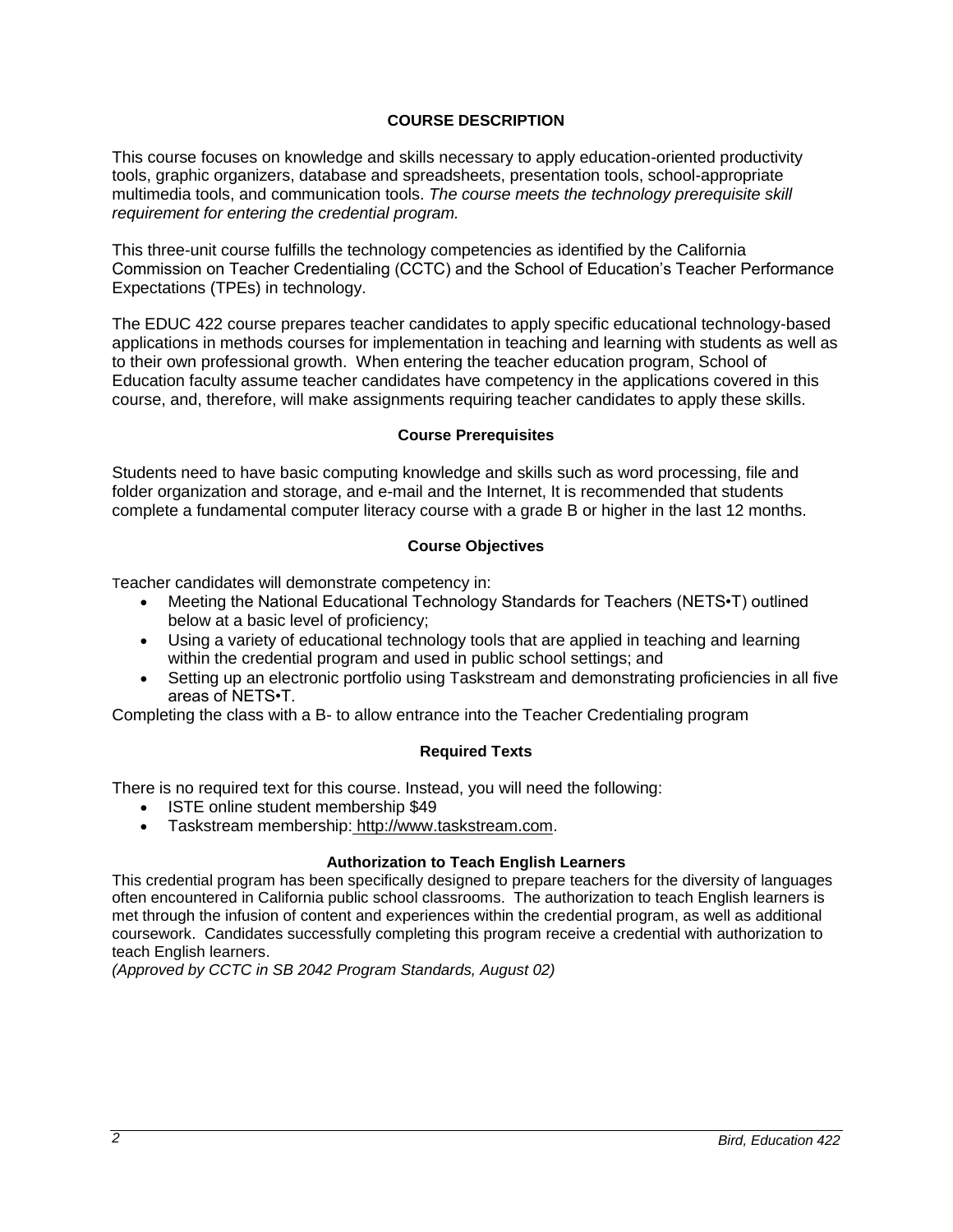## COURSE DESCRIPTION

This course focuses on knowledge and skills necessary to apply education-oriented productivity tools, graphic organizers, database and spreadsheets, presentation tools, school-appropriate multimedia tools, and communication tools. *The course meets the technology prerequisite skill requirement for entering the credential program.*

This three-unit course fulfills the technology competencies as identified by the California Commission on Teacher Credentialing (CCTC) and the School of Education's Teacher Performance Expectations (TPEs) in technology.

The EDUC 422 course prepares teacher candidates to apply specific educational technology-based applications in methods courses for implementation in teaching and learning with students as well as to their own professional growth. When entering the teacher education program, School of Education faculty assume teacher candidates have competency in the applications covered in this course, and, therefore, will make assignments requiring teacher candidates to apply these skills.

### Course Prerequisites

Students need to have basic computing knowledge and skills such as word processing, file and folder organization and storage, and e-mail and the Internet, It is recommended that students complete a fundamental computer literacy course with a grade B or higher in the last 12 months.

### Course Objectives

Teacher candidates will demonstrate competency in:

- Meeting the National Educational Technology Standards for Teachers (NETS•T) outlined below at a basic level of proficiency;
- Using a variety of educational technology tools that are applied in teaching and learning within the credential program and used in public school settings; and
- Setting up an electronic portfolio using Taskstream and demonstrating proficiencies in all five areas of NETS•T.

Completing the class with a B- to allow entrance into the Teacher Credentialing program

### Required Texts

There is no required text for this course. Instead, you will need the following:

- ISTE online student membership $49
- Taskstream membership: http://www.taskstream.com.

### Authorization to Teach English Learners

This credential program has been specifically designed to prepare teachers for the diversity of languages often encountered in California public school classrooms. The authorization to teach English learners is met through the infusion of content and experiences within the credential program, as well as additional coursework. Candidates successfully completing this program receive a credential with authorization to teach English learners.

*(Approved by CCTC in SB 2042 Program Standards, August 02)*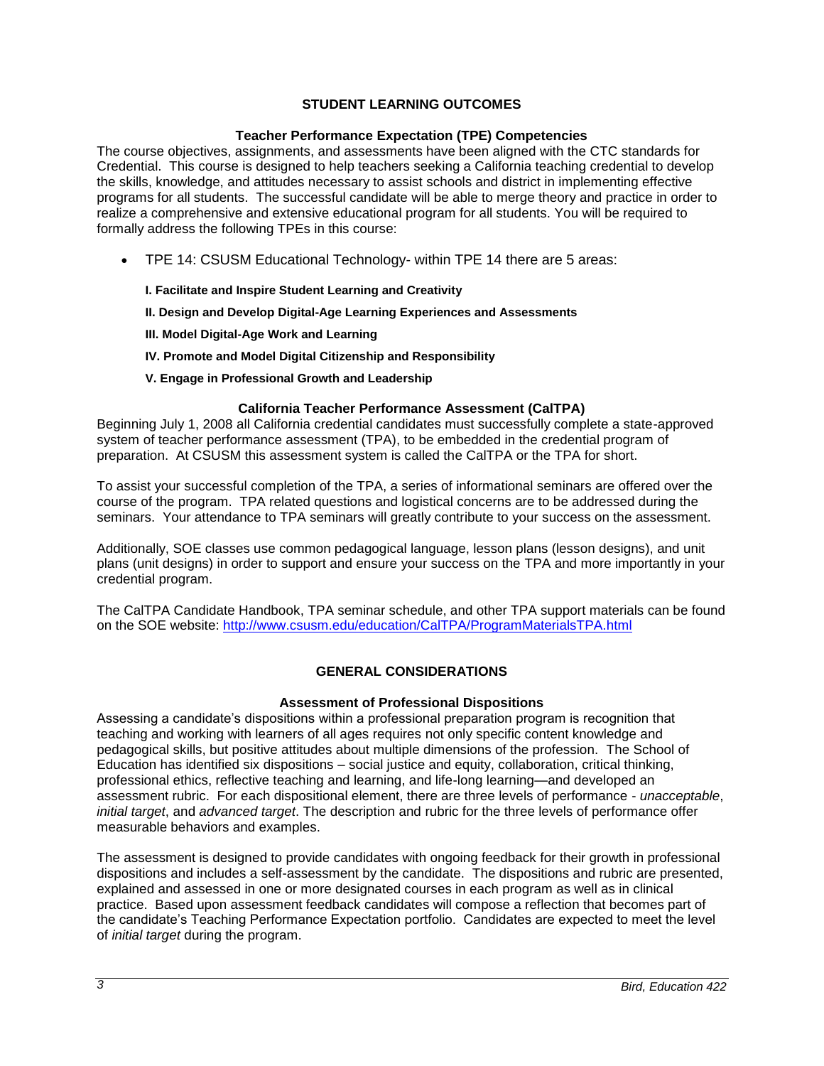## STUDENT LEARNING OUTCOMES

### Teacher Performance Expectation (TPE) Competencies

The course objectives, assignments, and assessments have been aligned with the CTC standards for Credential. This course is designed to help teachers seeking a California teaching credential to develop the skills, knowledge, and attitudes necessary to assist schools and district in implementing effective programs for all students. The successful candidate will be able to merge theory and practice in order to realize a comprehensive and extensive educational program for all students. You will be required to formally address the following TPEs in this course:

- TPE 14: CSUSM Educational Technology- within TPE 14 there are 5 areas:

  **I. Facilitate and Inspire Student Learning and Creativity**

  **II. Design and Develop Digital-Age Learning Experiences and Assessments**

  **III. Model Digital-Age Work and Learning**

  **IV. Promote and Model Digital Citizenship and Responsibility**

  **V. Engage in Professional Growth and Leadership**

### California Teacher Performance Assessment (CalTPA)

Beginning July 1, 2008 all California credential candidates must successfully complete a state-approved system of teacher performance assessment (TPA), to be embedded in the credential program of preparation. At CSUSM this assessment system is called the CalTPA or the TPA for short.

To assist your successful completion of the TPA, a series of informational seminars are offered over the course of the program. TPA related questions and logistical concerns are to be addressed during the seminars. Your attendance to TPA seminars will greatly contribute to your success on the assessment.

Additionally, SOE classes use common pedagogical language, lesson plans (lesson designs), and unit plans (unit designs) in order to support and ensure your success on the TPA and more importantly in your credential program.

The CalTPA Candidate Handbook, TPA seminar schedule, and other TPA support materials can be found on the SOE website: http://www.csusm.edu/education/CalTPA/ProgramMaterialsTPA.html

## GENERAL CONSIDERATIONS

### Assessment of Professional Dispositions

Assessing a candidate's dispositions within a professional preparation program is recognition that teaching and working with learners of all ages requires not only specific content knowledge and pedagogical skills, but positive attitudes about multiple dimensions of the profession. The School of Education has identified six dispositions – social justice and equity, collaboration, critical thinking, professional ethics, reflective teaching and learning, and life-long learning—and developed an assessment rubric. For each dispositional element, there are three levels of performance - *unacceptable*, *initial target*, and *advanced target*. The description and rubric for the three levels of performance offer measurable behaviors and examples.

The assessment is designed to provide candidates with ongoing feedback for their growth in professional dispositions and includes a self-assessment by the candidate. The dispositions and rubric are presented, explained and assessed in one or more designated courses in each program as well as in clinical practice. Based upon assessment feedback candidates will compose a reflection that becomes part of the candidate's Teaching Performance Expectation portfolio. Candidates are expected to meet the level of *initial target* during the program.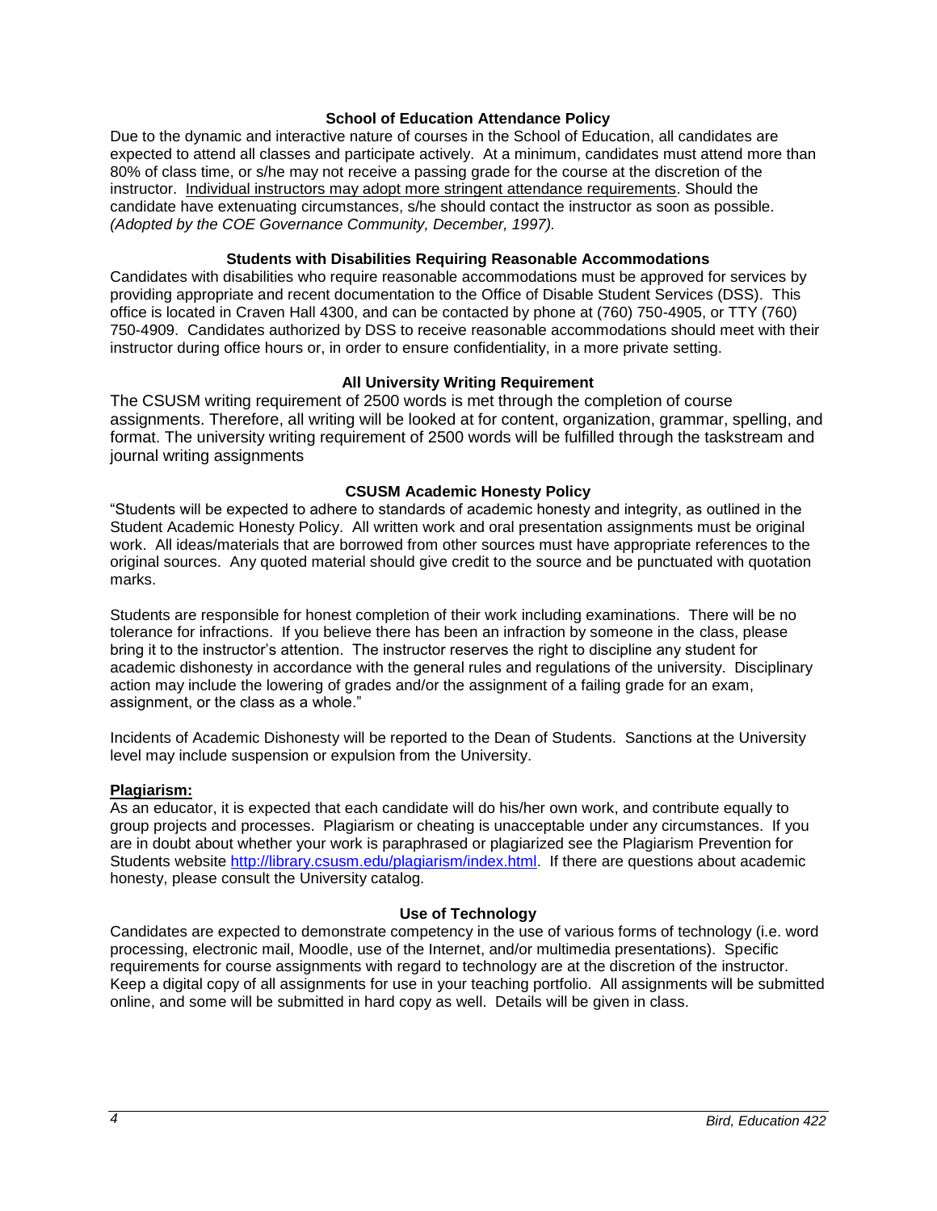### School of Education Attendance Policy

Due to the dynamic and interactive nature of courses in the School of Education, all candidates are expected to attend all classes and participate actively. At a minimum, candidates must attend more than 80% of class time, or s/he may not receive a passing grade for the course at the discretion of the instructor. Individual instructors may adopt more stringent attendance requirements. Should the candidate have extenuating circumstances, s/he should contact the instructor as soon as possible. *(Adopted by the COE Governance Community, December, 1997).*

### Students with Disabilities Requiring Reasonable Accommodations

Candidates with disabilities who require reasonable accommodations must be approved for services by providing appropriate and recent documentation to the Office of Disable Student Services (DSS). This office is located in Craven Hall 4300, and can be contacted by phone at (760) 750-4905, or TTY (760) 750-4909. Candidates authorized by DSS to receive reasonable accommodations should meet with their instructor during office hours or, in order to ensure confidentiality, in a more private setting.

### All University Writing Requirement

The CSUSM writing requirement of 2500 words is met through the completion of course assignments. Therefore, all writing will be looked at for content, organization, grammar, spelling, and format. The university writing requirement of 2500 words will be fulfilled through the taskstream and journal writing assignments

### CSUSM Academic Honesty Policy

"Students will be expected to adhere to standards of academic honesty and integrity, as outlined in the Student Academic Honesty Policy. All written work and oral presentation assignments must be original work. All ideas/materials that are borrowed from other sources must have appropriate references to the original sources. Any quoted material should give credit to the source and be punctuated with quotation marks.

Students are responsible for honest completion of their work including examinations. There will be no tolerance for infractions. If you believe there has been an infraction by someone in the class, please bring it to the instructor's attention. The instructor reserves the right to discipline any student for academic dishonesty in accordance with the general rules and regulations of the university. Disciplinary action may include the lowering of grades and/or the assignment of a failing grade for an exam, assignment, or the class as a whole."

Incidents of Academic Dishonesty will be reported to the Dean of Students. Sanctions at the University level may include suspension or expulsion from the University.

**Plagiarism:**

As an educator, it is expected that each candidate will do his/her own work, and contribute equally to group projects and processes. Plagiarism or cheating is unacceptable under any circumstances. If you are in doubt about whether your work is paraphrased or plagiarized see the Plagiarism Prevention for Students website http://library.csusm.edu/plagiarism/index.html. If there are questions about academic honesty, please consult the University catalog.

### Use of Technology

Candidates are expected to demonstrate competency in the use of various forms of technology (i.e. word processing, electronic mail, Moodle, use of the Internet, and/or multimedia presentations). Specific requirements for course assignments with regard to technology are at the discretion of the instructor. Keep a digital copy of all assignments for use in your teaching portfolio. All assignments will be submitted online, and some will be submitted in hard copy as well. Details will be given in class.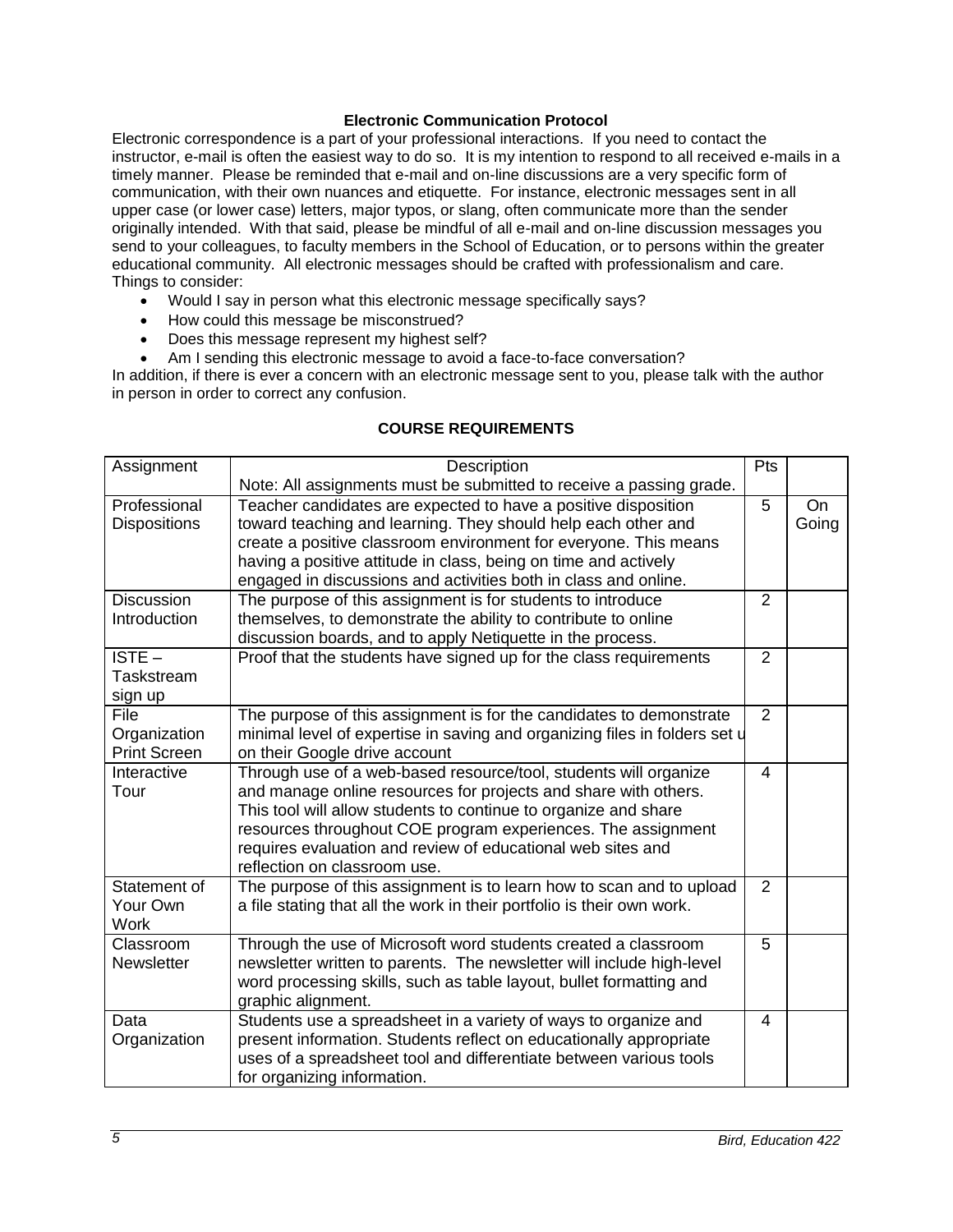**Electronic Communication Protocol**

Electronic correspondence is a part of your professional interactions. If you need to contact the instructor, e-mail is often the easiest way to do so. It is my intention to respond to all received e-mails in a timely manner. Please be reminded that e-mail and on-line discussions are a very specific form of communication, with their own nuances and etiquette. For instance, electronic messages sent in all upper case (or lower case) letters, major typos, or slang, often communicate more than the sender originally intended. With that said, please be mindful of all e-mail and on-line discussion messages you send to your colleagues, to faculty members in the School of Education, or to persons within the greater educational community. All electronic messages should be crafted with professionalism and care.
Things to consider:

- Would I say in person what this electronic message specifically says?
- How could this message be misconstrued?
- Does this message represent my highest self?
- Am I sending this electronic message to avoid a face-to-face conversation?

In addition, if there is ever a concern with an electronic message sent to you, please talk with the author in person in order to correct any confusion.

**COURSE REQUIREMENTS**

| Assignment | Description<br>Note: All assignments must be submitted to receive a passing grade. | Pts | |
|---|---|---|---|
| Professional Dispositions | Teacher candidates are expected to have a positive disposition toward teaching and learning. They should help each other and create a positive classroom environment for everyone. This means having a positive attitude in class, being on time and actively engaged in discussions and activities both in class and online. | 5 | On Going |
| Discussion Introduction | The purpose of this assignment is for students to introduce themselves, to demonstrate the ability to contribute to online discussion boards, and to apply Netiquette in the process. | 2 | |
| ISTE – Taskstream sign up | Proof that the students have signed up for the class requirements | 2 | |
| File Organization Print Screen | The purpose of this assignment is for the candidates to demonstrate minimal level of expertise in saving and organizing files in folders set u on their Google drive account | 2 | |
| Interactive Tour | Through use of a web-based resource/tool, students will organize and manage online resources for projects and share with others. This tool will allow students to continue to organize and share resources throughout COE program experiences. The assignment requires evaluation and review of educational web sites and reflection on classroom use. | 4 | |
| Statement of Your Own Work | The purpose of this assignment is to learn how to scan and to upload a file stating that all the work in their portfolio is their own work. | 2 | |
| Classroom Newsletter | Through the use of Microsoft word students created a classroom newsletter written to parents. The newsletter will include high-level word processing skills, such as table layout, bullet formatting and graphic alignment. | 5 | |
| Data Organization | Students use a spreadsheet in a variety of ways to organize and present information. Students reflect on educationally appropriate uses of a spreadsheet tool and differentiate between various tools for organizing information. | 4 | |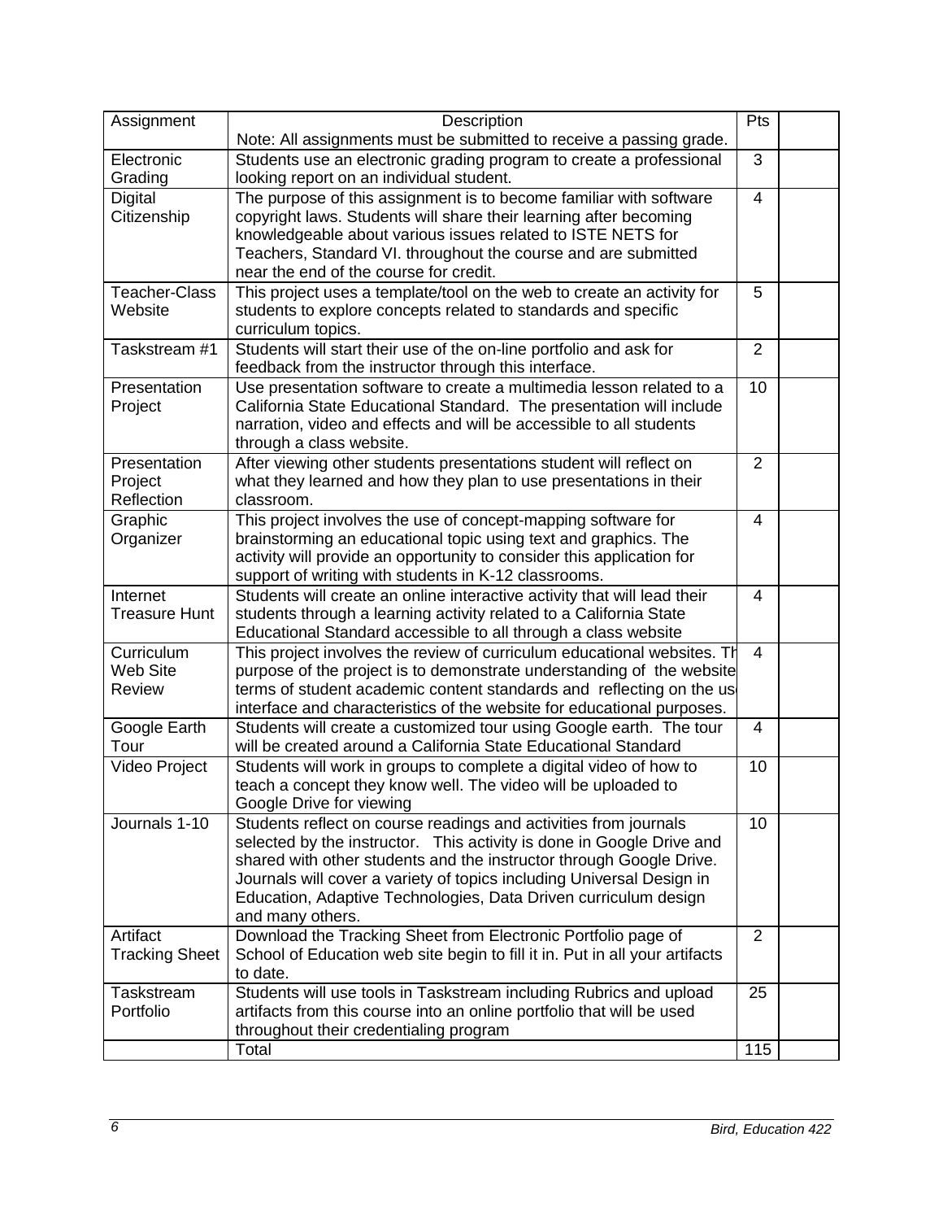| Assignment | Description<br>Note: All assignments must be submitted to receive a passing grade. | Pts | |
|---|---|---|---|
| Electronic Grading | Students use an electronic grading program to create a professional looking report on an individual student. | 3 | |
| Digital Citizenship | The purpose of this assignment is to become familiar with software copyright laws. Students will share their learning after becoming knowledgeable about various issues related to ISTE NETS for Teachers, Standard VI. throughout the course and are submitted near the end of the course for credit. | 4 | |
| Teacher-Class Website | This project uses a template/tool on the web to create an activity for students to explore concepts related to standards and specific curriculum topics. | 5 | |
| Taskstream #1 | Students will start their use of the on-line portfolio and ask for feedback from the instructor through this interface. | 2 | |
| Presentation Project | Use presentation software to create a multimedia lesson related to a California State Educational Standard. The presentation will include narration, video and effects and will be accessible to all students through a class website. | 10 | |
| Presentation Project Reflection | After viewing other students presentations student will reflect on what they learned and how they plan to use presentations in their classroom. | 2 | |
| Graphic Organizer | This project involves the use of concept-mapping software for brainstorming an educational topic using text and graphics. The activity will provide an opportunity to consider this application for support of writing with students in K-12 classrooms. | 4 | |
| Internet Treasure Hunt | Students will create an online interactive activity that will lead their students through a learning activity related to a California State Educational Standard accessible to all through a class website | 4 | |
| Curriculum Web Site Review | This project involves the review of curriculum educational websites. Th purpose of the project is to demonstrate understanding of the website terms of student academic content standards and reflecting on the us interface and characteristics of the website for educational purposes. | 4 | |
| Google Earth Tour | Students will create a customized tour using Google earth. The tour will be created around a California State Educational Standard | 4 | |
| Video Project | Students will work in groups to complete a digital video of how to teach a concept they know well. The video will be uploaded to Google Drive for viewing | 10 | |
| Journals 1-10 | Students reflect on course readings and activities from journals selected by the instructor. This activity is done in Google Drive and shared with other students and the instructor through Google Drive. Journals will cover a variety of topics including Universal Design in Education, Adaptive Technologies, Data Driven curriculum design and many others. | 10 | |
| Artifact Tracking Sheet | Download the Tracking Sheet from Electronic Portfolio page of School of Education web site begin to fill it in. Put in all your artifacts to date. | 2 | |
| Taskstream Portfolio | Students will use tools in Taskstream including Rubrics and upload artifacts from this course into an online portfolio that will be used throughout their credentialing program | 25 | |
| | Total | 115 | |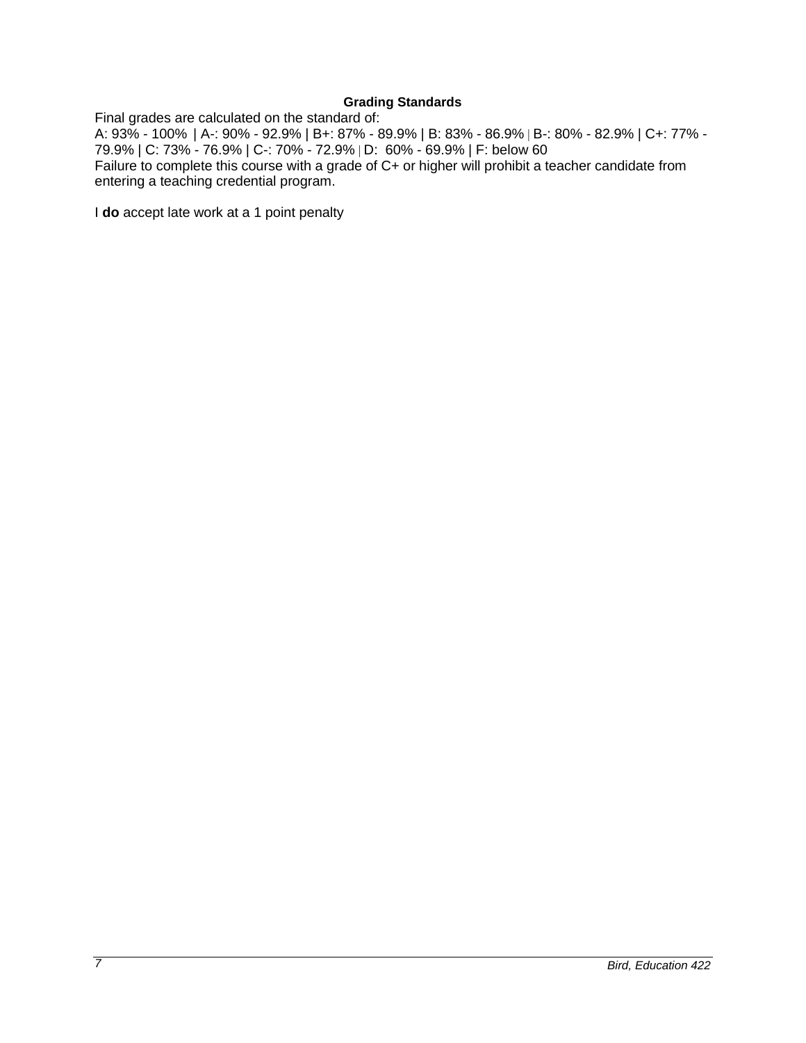## Grading Standards

Final grades are calculated on the standard of:
A: 93% - 100% | A-: 90% - 92.9% | B+: 87% - 89.9% | B: 83% - 86.9% | B-: 80% - 82.9% | C+: 77% - 79.9% | C: 73% - 76.9% | C-: 70% - 72.9% | D: 60% - 69.9% | F: below 60
Failure to complete this course with a grade of C+ or higher will prohibit a teacher candidate from entering a teaching credential program.

I **do** accept late work at a 1 point penalty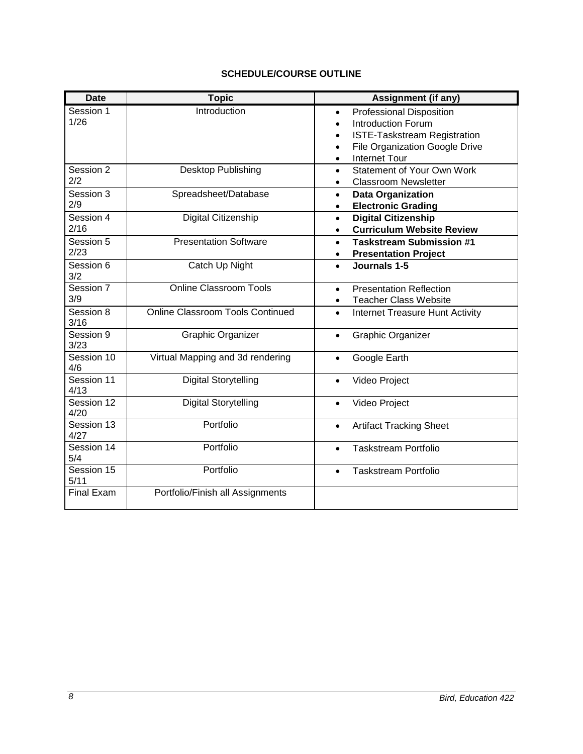## SCHEDULE/COURSE OUTLINE

| Date | Topic | Assignment (if any) |
| --- | --- | --- |
| Session 1<br>1/26 | Introduction | • Professional Disposition<br>• Introduction Forum<br>• ISTE-Taskstream Registration<br>• File Organization Google Drive<br>• Internet Tour |
| Session 2<br>2/2 | Desktop Publishing | • Statement of Your Own Work<br>• Classroom Newsletter |
| Session 3<br>2/9 | Spreadsheet/Database | • **Data Organization**<br>• **Electronic Grading** |
| Session 4<br>2/16 | Digital Citizenship | • **Digital Citizenship**<br>• **Curriculum Website Review** |
| Session 5<br>2/23 | Presentation Software | • **Taskstream Submission #1**<br>• **Presentation Project** |
| Session 6<br>3/2 | Catch Up Night | • **Journals 1-5** |
| Session 7<br>3/9 | Online Classroom Tools | • Presentation Reflection<br>• Teacher Class Website |
| Session 8<br>3/16 | Online Classroom Tools Continued | • Internet Treasure Hunt Activity |
| Session 9<br>3/23 | Graphic Organizer | • Graphic Organizer |
| Session 10<br>4/6 | Virtual Mapping and 3d rendering | • Google Earth |
| Session 11<br>4/13 | Digital Storytelling | • Video Project |
| Session 12<br>4/20 | Digital Storytelling | • Video Project |
| Session 13<br>4/27 | Portfolio | • Artifact Tracking Sheet |
| Session 14<br>5/4 | Portfolio | • Taskstream Portfolio |
| Session 15<br>5/11 | Portfolio | • Taskstream Portfolio |
| Final Exam | Portfolio/Finish all Assignments | |